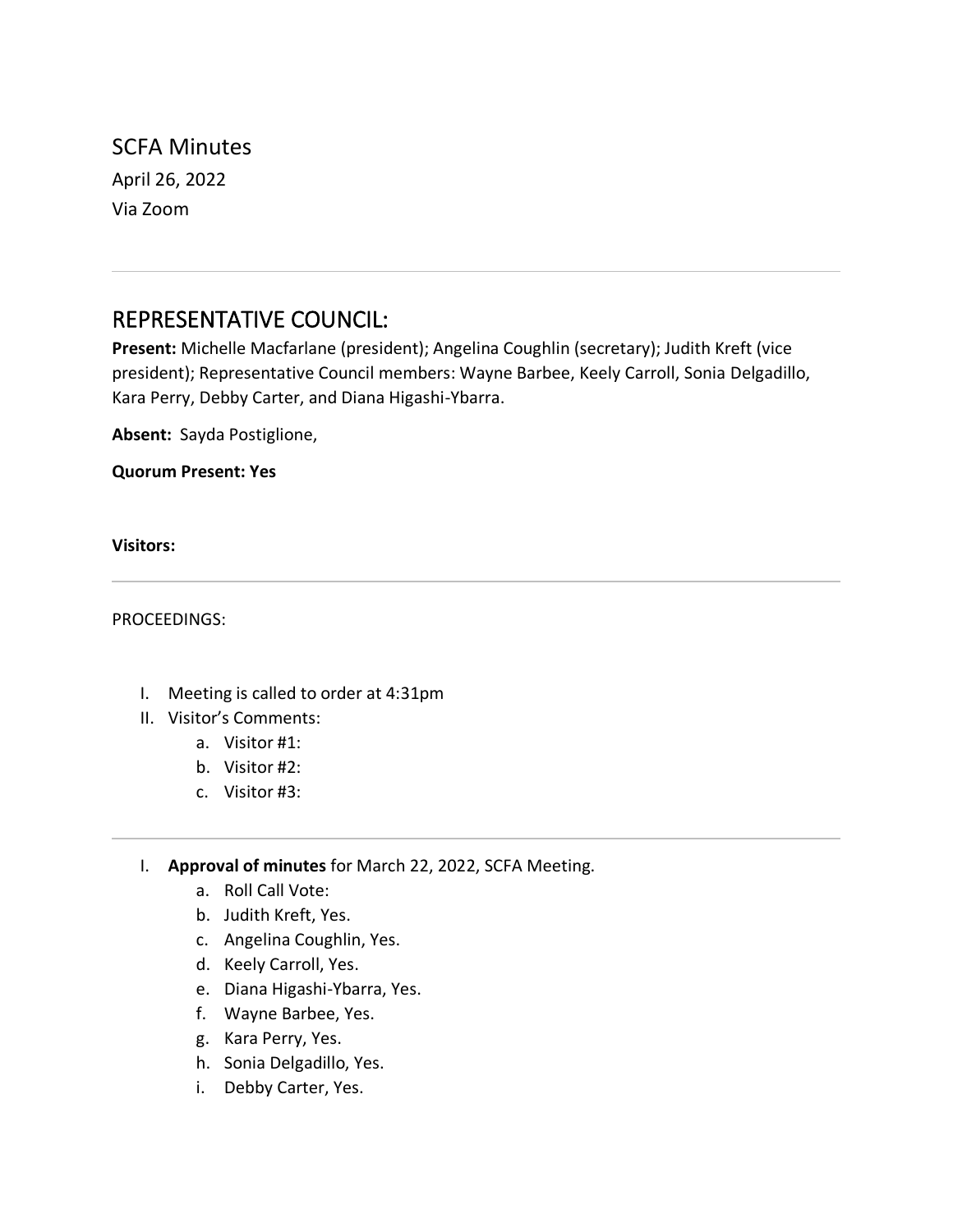# SCFA Minutes

April 26, 2022

Via Zoom

---

## REPRESENTATIVE COUNCIL:

**Present:** Michelle Macfarlane (president); Angelina Coughlin (secretary); Judith Kreft (vice president); Representative Council members: Wayne Barbee, Keely Carroll, Sonia Delgadillo, Kara Perry, Debby Carter, and Diana Higashi-Ybarra.

**Absent:** Sayda Postiglione,

**Quorum Present: Yes**

**Visitors:**

---

PROCEEDINGS:

I. Meeting is called to order at 4:31pm
II. Visitor's Comments:
    a. Visitor #1:
    b. Visitor #2:
    c. Visitor #3:

---

I. **Approval of minutes** for March 22, 2022, SCFA Meeting.
    a. Roll Call Vote:
    b. Judith Kreft, Yes.
    c. Angelina Coughlin, Yes.
    d. Keely Carroll, Yes.
    e. Diana Higashi-Ybarra, Yes.
    f. Wayne Barbee, Yes.
    g. Kara Perry, Yes.
    h. Sonia Delgadillo, Yes.
    i. Debby Carter, Yes.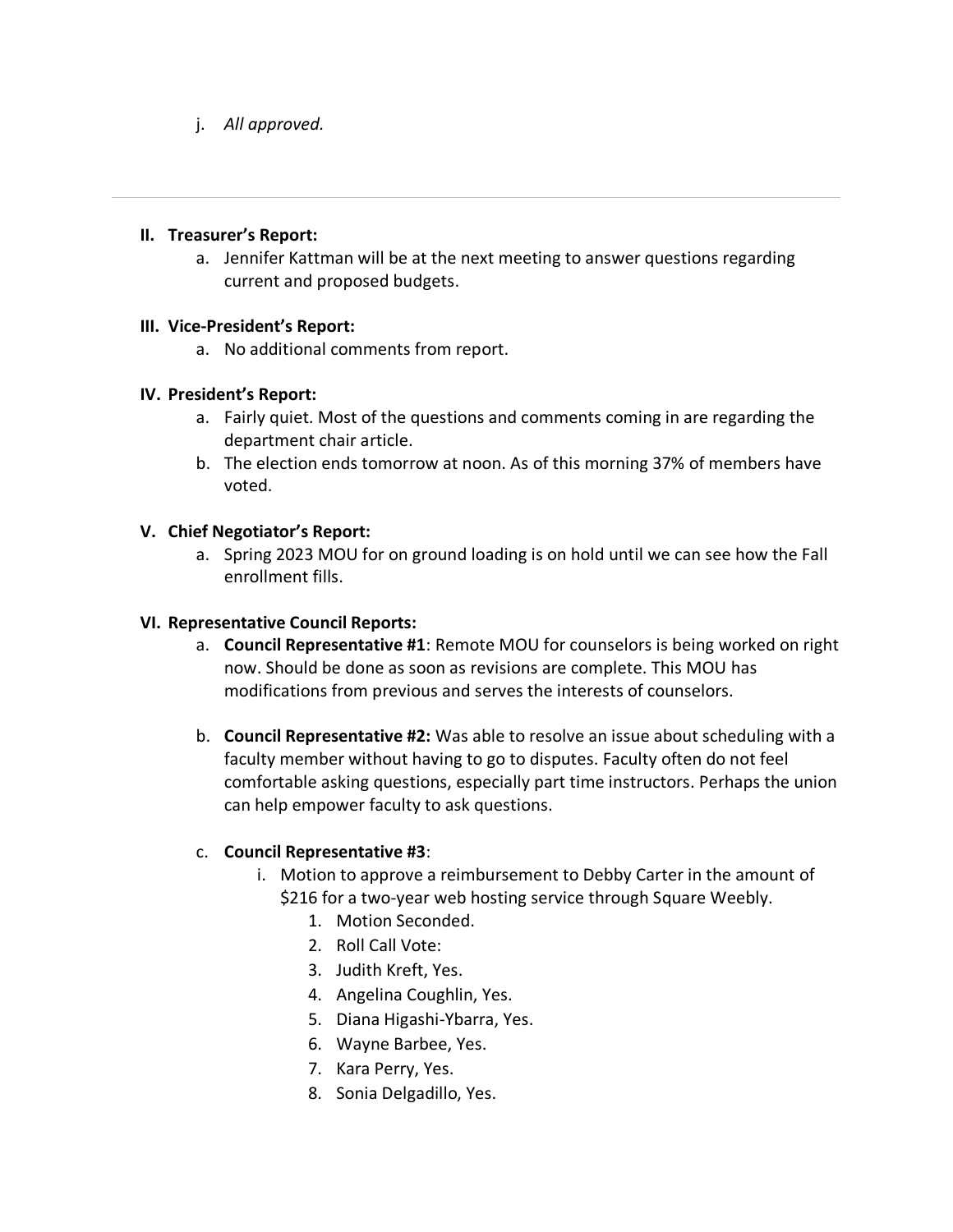j. *All approved.*

---

**II. Treasurer's Report:**

a. Jennifer Kattman will be at the next meeting to answer questions regarding current and proposed budgets.

**III. Vice-President's Report:**

a. No additional comments from report.

**IV. President's Report:**

a. Fairly quiet. Most of the questions and comments coming in are regarding the department chair article.
b. The election ends tomorrow at noon. As of this morning 37% of members have voted.

**V. Chief Negotiator's Report:**

a. Spring 2023 MOU for on ground loading is on hold until we can see how the Fall enrollment fills.

**VI. Representative Council Reports:**

a. **Council Representative #1**: Remote MOU for counselors is being worked on right now. Should be done as soon as revisions are complete. This MOU has modifications from previous and serves the interests of counselors.

b. **Council Representative #2:** Was able to resolve an issue about scheduling with a faculty member without having to go to disputes. Faculty often do not feel comfortable asking questions, especially part time instructors. Perhaps the union can help empower faculty to ask questions.

c. **Council Representative #3**:
   i. Motion to approve a reimbursement to Debby Carter in the amount of $216 for a two-year web hosting service through Square Weebly.
      1. Motion Seconded.
      2. Roll Call Vote:
      3. Judith Kreft, Yes.
      4. Angelina Coughlin, Yes.
      5. Diana Higashi-Ybarra, Yes.
      6. Wayne Barbee, Yes.
      7. Kara Perry, Yes.
      8. Sonia Delgadillo, Yes.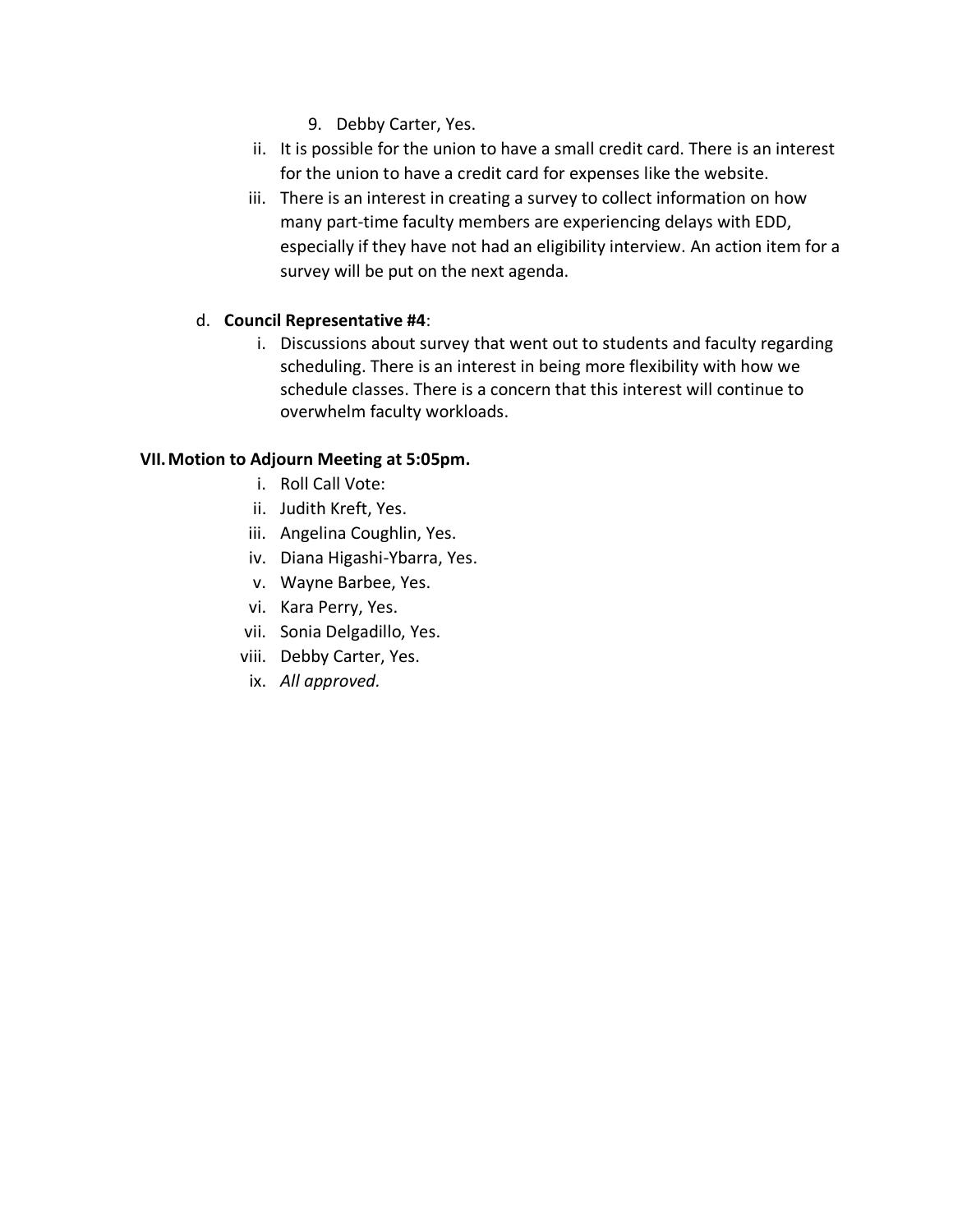9. Debby Carter, Yes.

ii. It is possible for the union to have a small credit card. There is an interest for the union to have a credit card for expenses like the website.

iii. There is an interest in creating a survey to collect information on how many part-time faculty members are experiencing delays with EDD, especially if they have not had an eligibility interview. An action item for a survey will be put on the next agenda.

d. **Council Representative #4**:

i. Discussions about survey that went out to students and faculty regarding scheduling. There is an interest in being more flexibility with how we schedule classes. There is a concern that this interest will continue to overwhelm faculty workloads.

## VII. Motion to Adjourn Meeting at 5:05pm.

i. Roll Call Vote:

ii. Judith Kreft, Yes.

iii. Angelina Coughlin, Yes.

iv. Diana Higashi-Ybarra, Yes.

v. Wayne Barbee, Yes.

vi. Kara Perry, Yes.

vii. Sonia Delgadillo, Yes.

viii. Debby Carter, Yes.

ix. *All approved.*